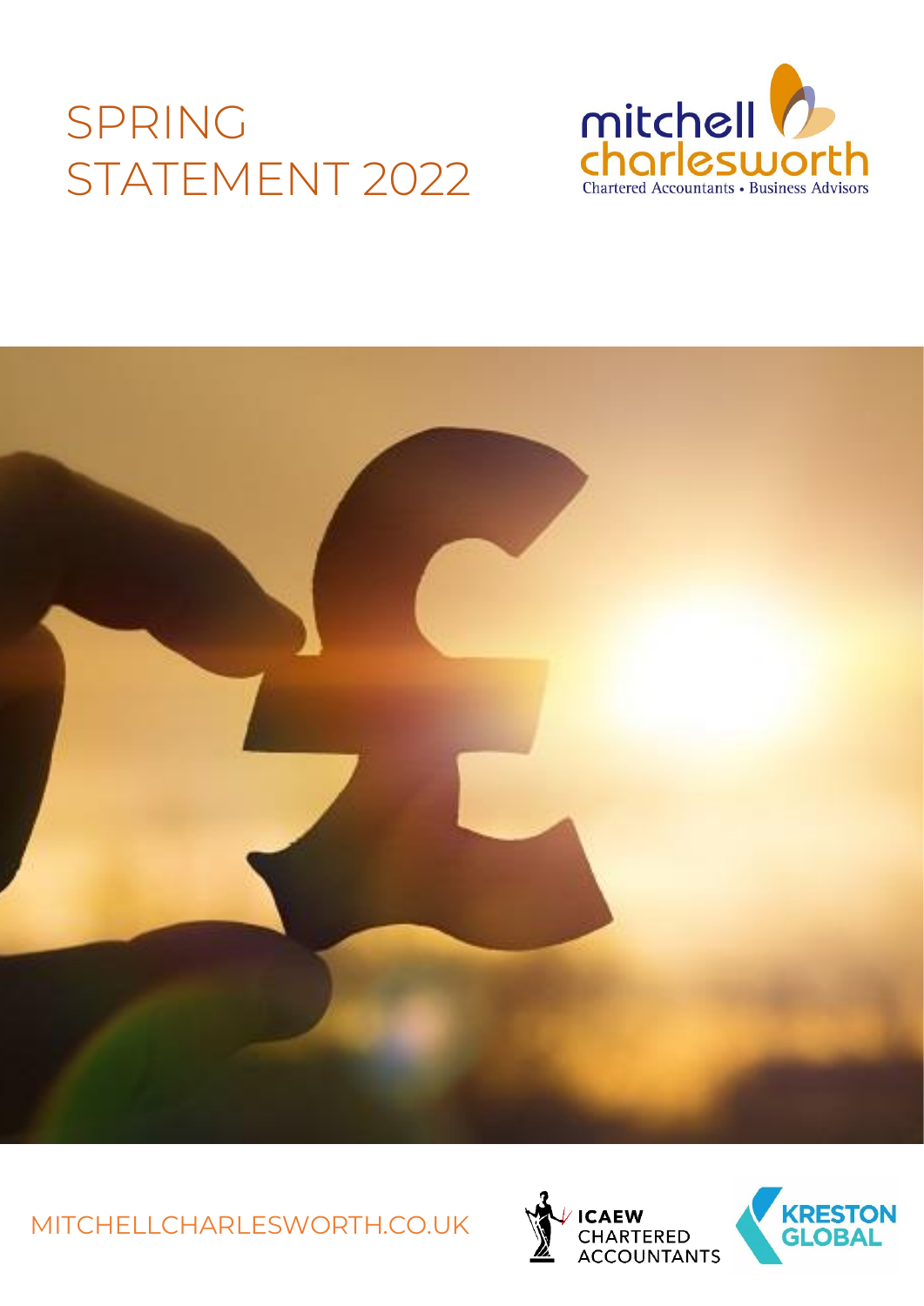# SPRING STATEMENT 2022

mitchell charlesworth

Chartered Accountants • Business Advisors

MITCHELLCHARLESWORTH.CO.UK

ICAEW CHARTERED ACCOUNTANTS

KRESTON GLOBAL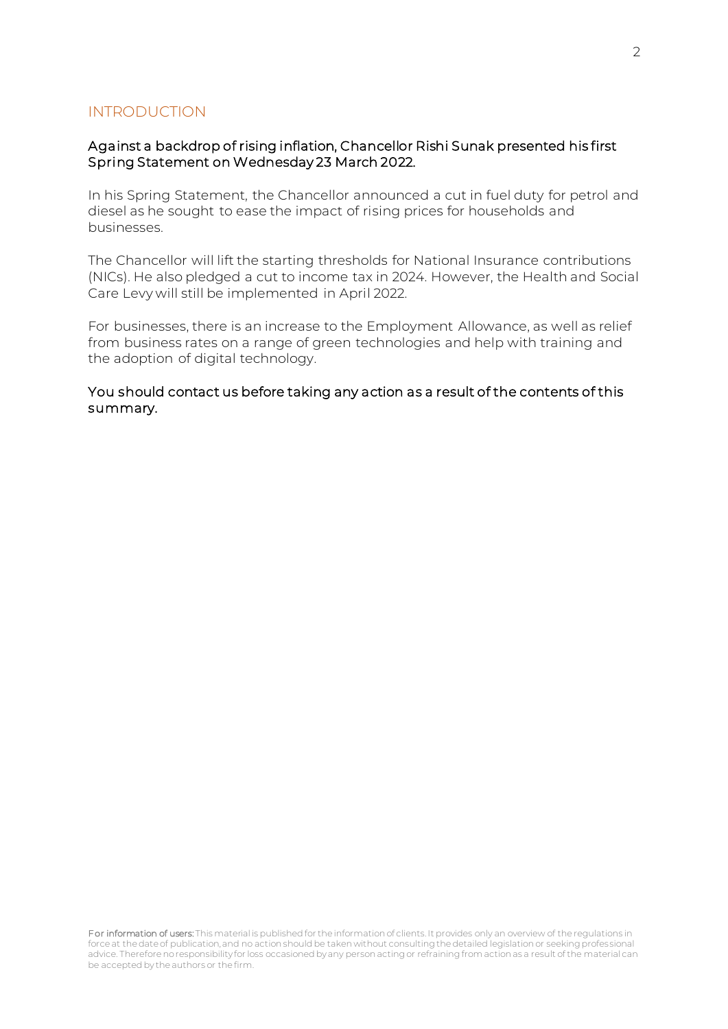## INTRODUCTION

**Against a backdrop of rising inflation, Chancellor Rishi Sunak presented his first Spring Statement on Wednesday 23 March 2022.**

In his Spring Statement, the Chancellor announced a cut in fuel duty for petrol and diesel as he sought to ease the impact of rising prices for households and businesses.

The Chancellor will lift the starting thresholds for National Insurance contributions (NICs). He also pledged a cut to income tax in 2024. However, the Health and Social Care Levy will still be implemented in April 2022.

For businesses, there is an increase to the Employment Allowance, as well as relief from business rates on a range of green technologies and help with training and the adoption of digital technology.

**You should contact us before taking any action as a result of the contents of this summary.**

**For information of users:** This material is published for the information of clients. It provides only an overview of the regulations in force at the date of publication, and no action should be taken without consulting the detailed legislation or seeking professional advice. Therefore no responsibility for loss occasioned by any person acting or refraining from action as a result of the material can be accepted by the authors or the firm.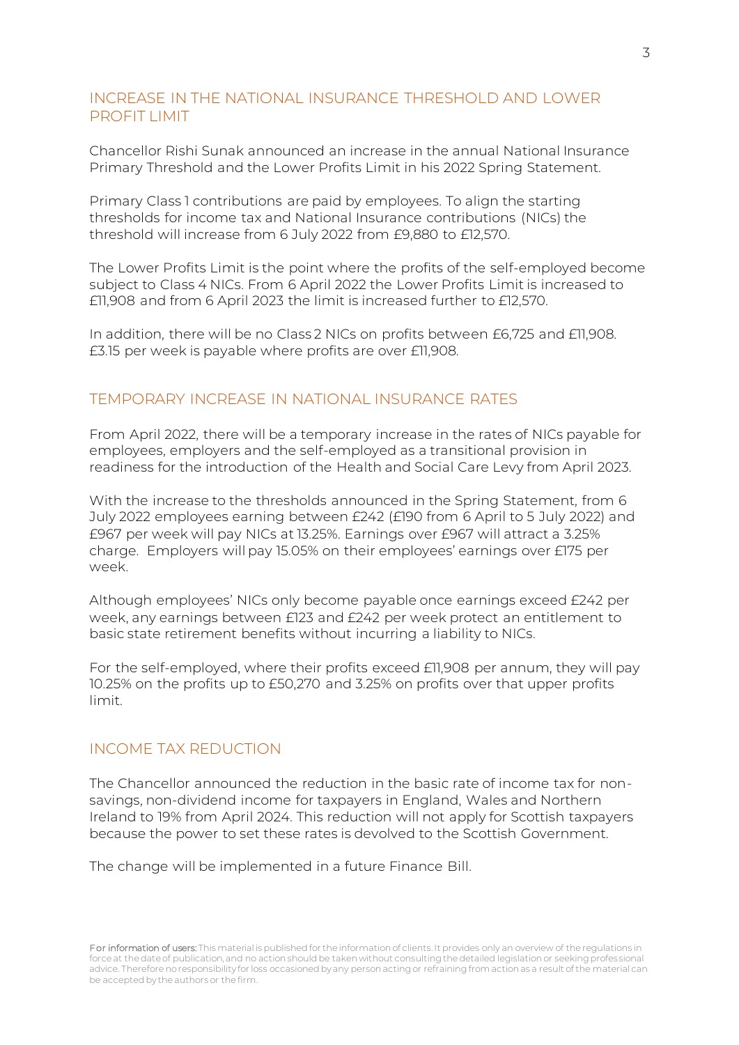## INCREASE IN THE NATIONAL INSURANCE THRESHOLD AND LOWER PROFIT LIMIT

Chancellor Rishi Sunak announced an increase in the annual National Insurance Primary Threshold and the Lower Profits Limit in his 2022 Spring Statement.

Primary Class 1 contributions are paid by employees. To align the starting thresholds for income tax and National Insurance contributions (NICs) the threshold will increase from 6 July 2022 from £9,880 to £12,570.

The Lower Profits Limit is the point where the profits of the self-employed become subject to Class 4 NICs. From 6 April 2022 the Lower Profits Limit is increased to £11,908 and from 6 April 2023 the limit is increased further to £12,570.

In addition, there will be no Class 2 NICs on profits between £6,725 and £11,908. £3.15 per week is payable where profits are over £11,908.

## TEMPORARY INCREASE IN NATIONAL INSURANCE RATES

From April 2022, there will be a temporary increase in the rates of NICs payable for employees, employers and the self-employed as a transitional provision in readiness for the introduction of the Health and Social Care Levy from April 2023.

With the increase to the thresholds announced in the Spring Statement, from 6 July 2022 employees earning between £242 (£190 from 6 April to 5 July 2022) and £967 per week will pay NICs at 13.25%. Earnings over £967 will attract a 3.25% charge. Employers will pay 15.05% on their employees' earnings over £175 per week.

Although employees' NICs only become payable once earnings exceed £242 per week, any earnings between £123 and £242 per week protect an entitlement to basic state retirement benefits without incurring a liability to NICs.

For the self-employed, where their profits exceed £11,908 per annum, they will pay 10.25% on the profits up to £50,270 and 3.25% on profits over that upper profits limit.

## INCOME TAX REDUCTION

The Chancellor announced the reduction in the basic rate of income tax for non-savings, non-dividend income for taxpayers in England, Wales and Northern Ireland to 19% from April 2024. This reduction will not apply for Scottish taxpayers because the power to set these rates is devolved to the Scottish Government.

The change will be implemented in a future Finance Bill.

**For information of users:** This material is published for the information of clients. It provides only an overview of the regulations in force at the date of publication, and no action should be taken without consulting the detailed legislation or seeking professional advice. Therefore no responsibility for loss occasioned by any person acting or refraining from action as a result of the material can be accepted by the authors or the firm.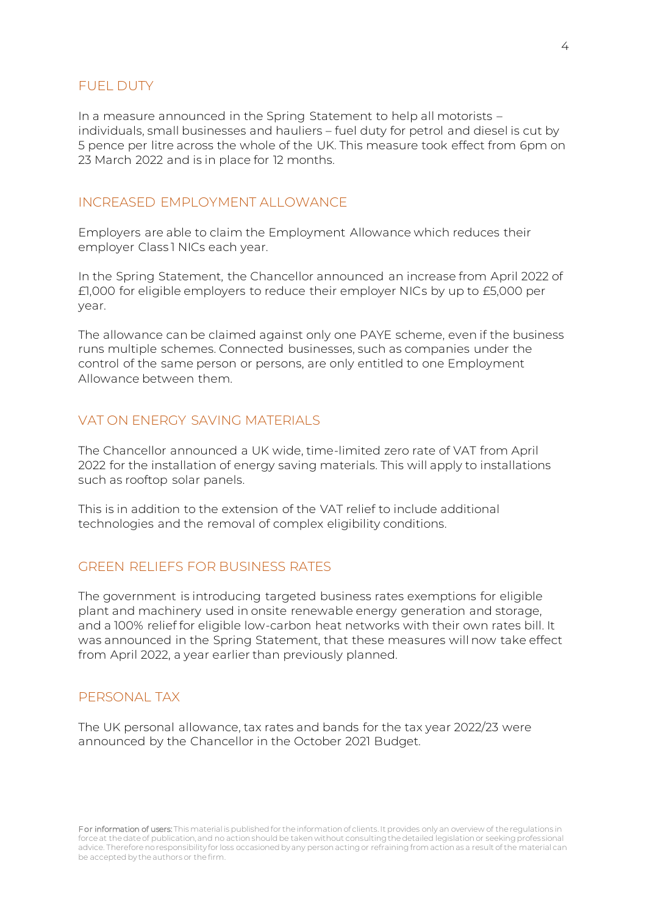## FUEL DUTY

In a measure announced in the Spring Statement to help all motorists – individuals, small businesses and hauliers – fuel duty for petrol and diesel is cut by 5 pence per litre across the whole of the UK. This measure took effect from 6pm on 23 March 2022 and is in place for 12 months.

## INCREASED EMPLOYMENT ALLOWANCE

Employers are able to claim the Employment Allowance which reduces their employer Class 1 NICs each year.

In the Spring Statement, the Chancellor announced an increase from April 2022 of £1,000 for eligible employers to reduce their employer NICs by up to £5,000 per year.

The allowance can be claimed against only one PAYE scheme, even if the business runs multiple schemes. Connected businesses, such as companies under the control of the same person or persons, are only entitled to one Employment Allowance between them.

## VAT ON ENERGY SAVING MATERIALS

The Chancellor announced a UK wide, time-limited zero rate of VAT from April 2022 for the installation of energy saving materials. This will apply to installations such as rooftop solar panels.

This is in addition to the extension of the VAT relief to include additional technologies and the removal of complex eligibility conditions.

## GREEN RELIEFS FOR BUSINESS RATES

The government is introducing targeted business rates exemptions for eligible plant and machinery used in onsite renewable energy generation and storage, and a 100% relief for eligible low-carbon heat networks with their own rates bill. It was announced in the Spring Statement, that these measures will now take effect from April 2022, a year earlier than previously planned.

## PERSONAL TAX

The UK personal allowance, tax rates and bands for the tax year 2022/23 were announced by the Chancellor in the October 2021 Budget.

**For information of users:** This material is published for the information of clients. It provides only an overview of the regulations in force at the date of publication, and no action should be taken without consulting the detailed legislation or seeking professional advice. Therefore no responsibility for loss occasioned by any person acting or refraining from action as a result of the material can be accepted by the authors or the firm.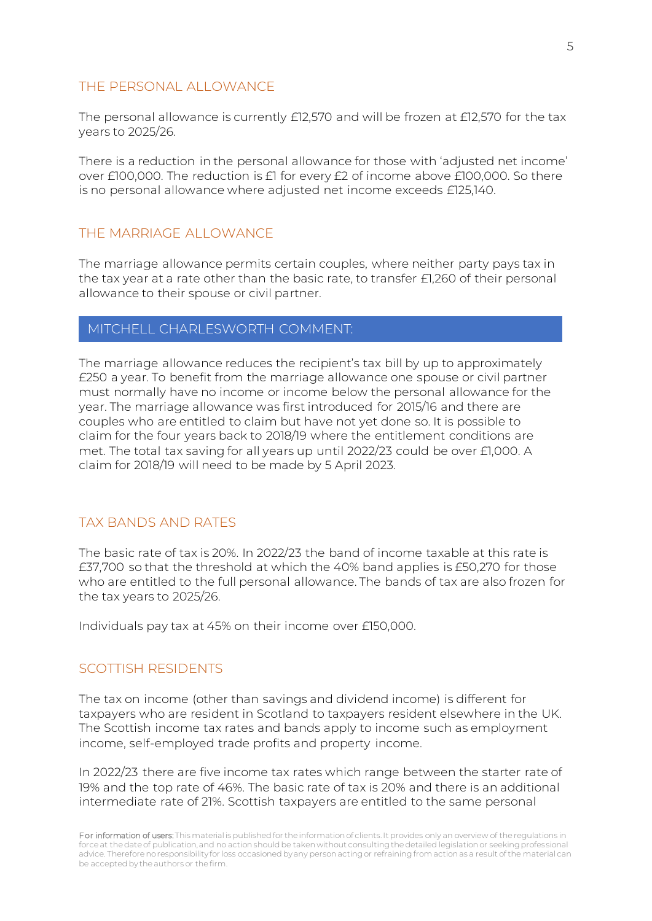## THE PERSONAL ALLOWANCE

The personal allowance is currently £12,570 and will be frozen at £12,570 for the tax years to 2025/26.

There is a reduction in the personal allowance for those with 'adjusted net income' over £100,000. The reduction is £1 for every £2 of income above £100,000. So there is no personal allowance where adjusted net income exceeds £125,140.

## THE MARRIAGE ALLOWANCE

The marriage allowance permits certain couples, where neither party pays tax in the tax year at a rate other than the basic rate, to transfer £1,260 of their personal allowance to their spouse or civil partner.

### MITCHELL CHARLESWORTH COMMENT:

The marriage allowance reduces the recipient's tax bill by up to approximately £250 a year. To benefit from the marriage allowance one spouse or civil partner must normally have no income or income below the personal allowance for the year. The marriage allowance was first introduced for 2015/16 and there are couples who are entitled to claim but have not yet done so. It is possible to claim for the four years back to 2018/19 where the entitlement conditions are met. The total tax saving for all years up until 2022/23 could be over £1,000. A claim for 2018/19 will need to be made by 5 April 2023.

## TAX BANDS AND RATES

The basic rate of tax is 20%. In 2022/23 the band of income taxable at this rate is £37,700 so that the threshold at which the 40% band applies is £50,270 for those who are entitled to the full personal allowance. The bands of tax are also frozen for the tax years to 2025/26.

Individuals pay tax at 45% on their income over £150,000.

## SCOTTISH RESIDENTS

The tax on income (other than savings and dividend income) is different for taxpayers who are resident in Scotland to taxpayers resident elsewhere in the UK. The Scottish income tax rates and bands apply to income such as employment income, self-employed trade profits and property income.

In 2022/23 there are five income tax rates which range between the starter rate of 19% and the top rate of 46%. The basic rate of tax is 20% and there is an additional intermediate rate of 21%. Scottish taxpayers are entitled to the same personal

For information of users: This material is published for the information of clients. It provides only an overview of the regulations in force at the date of publication, and no action should be taken without consulting the detailed legislation or seeking professional advice. Therefore no responsibility for loss occasioned by any person acting or refraining from action as a result of the material can be accepted by the authors or the firm.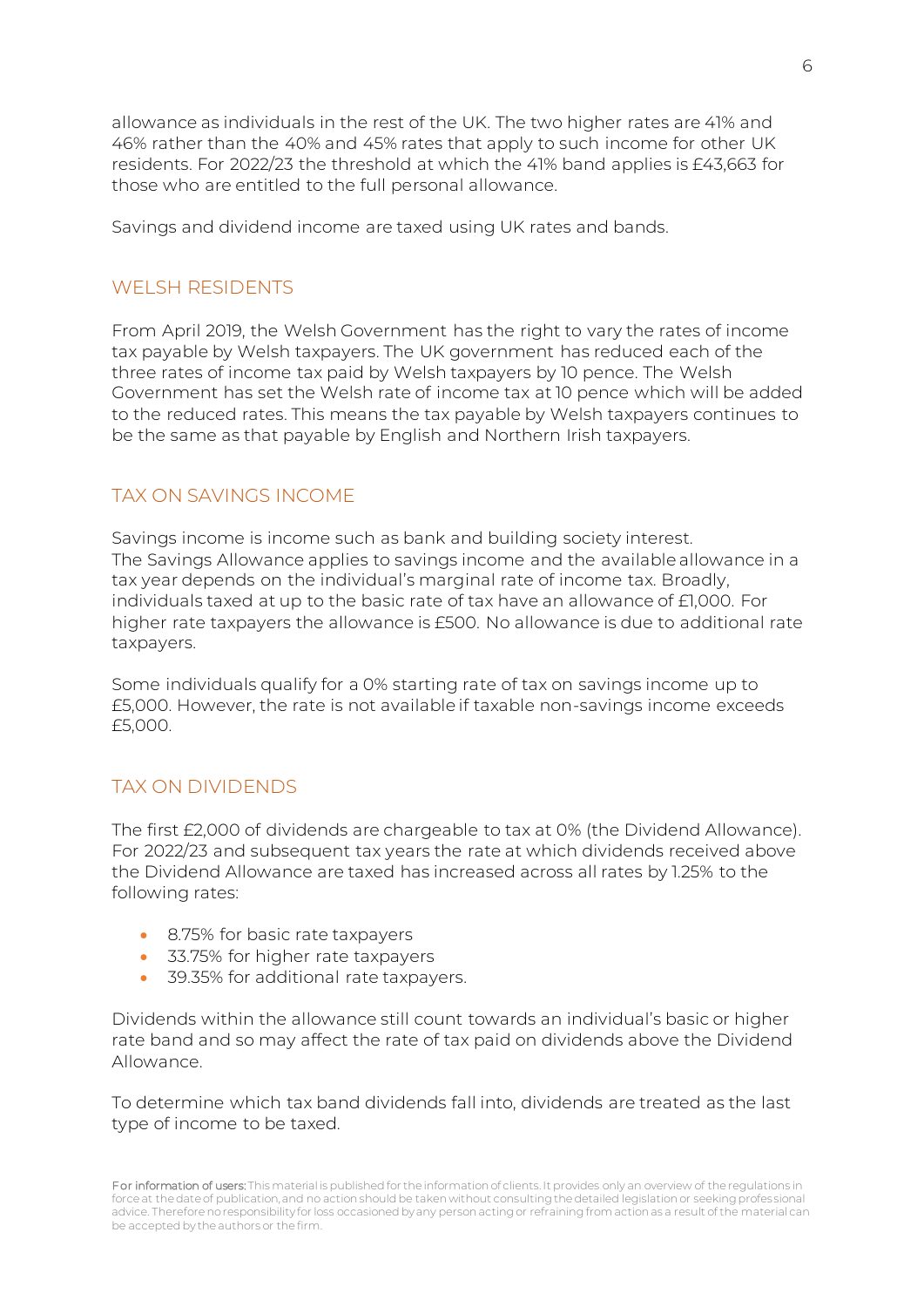allowance as individuals in the rest of the UK. The two higher rates are 41% and 46% rather than the 40% and 45% rates that apply to such income for other UK residents. For 2022/23 the threshold at which the 41% band applies is £43,663 for those who are entitled to the full personal allowance.

Savings and dividend income are taxed using UK rates and bands.

## WELSH RESIDENTS

From April 2019, the Welsh Government has the right to vary the rates of income tax payable by Welsh taxpayers. The UK government has reduced each of the three rates of income tax paid by Welsh taxpayers by 10 pence. The Welsh Government has set the Welsh rate of income tax at 10 pence which will be added to the reduced rates. This means the tax payable by Welsh taxpayers continues to be the same as that payable by English and Northern Irish taxpayers.

## TAX ON SAVINGS INCOME

Savings income is income such as bank and building society interest. The Savings Allowance applies to savings income and the available allowance in a tax year depends on the individual's marginal rate of income tax. Broadly, individuals taxed at up to the basic rate of tax have an allowance of £1,000. For higher rate taxpayers the allowance is £500. No allowance is due to additional rate taxpayers.

Some individuals qualify for a 0% starting rate of tax on savings income up to £5,000. However, the rate is not available if taxable non-savings income exceeds £5,000.

## TAX ON DIVIDENDS

The first £2,000 of dividends are chargeable to tax at 0% (the Dividend Allowance). For 2022/23 and subsequent tax years the rate at which dividends received above the Dividend Allowance are taxed has increased across all rates by 1.25% to the following rates:

- 8.75% for basic rate taxpayers
- 33.75% for higher rate taxpayers
- 39.35% for additional rate taxpayers.

Dividends within the allowance still count towards an individual's basic or higher rate band and so may affect the rate of tax paid on dividends above the Dividend Allowance.

To determine which tax band dividends fall into, dividends are treated as the last type of income to be taxed.

For information of users: This material is published for the information of clients. It provides only an overview of the regulations in force at the date of publication, and no action should be taken without consulting the detailed legislation or seeking professional advice. Therefore no responsibility for loss occasioned by any person acting or refraining from action as a result of the material can be accepted by the authors or the firm.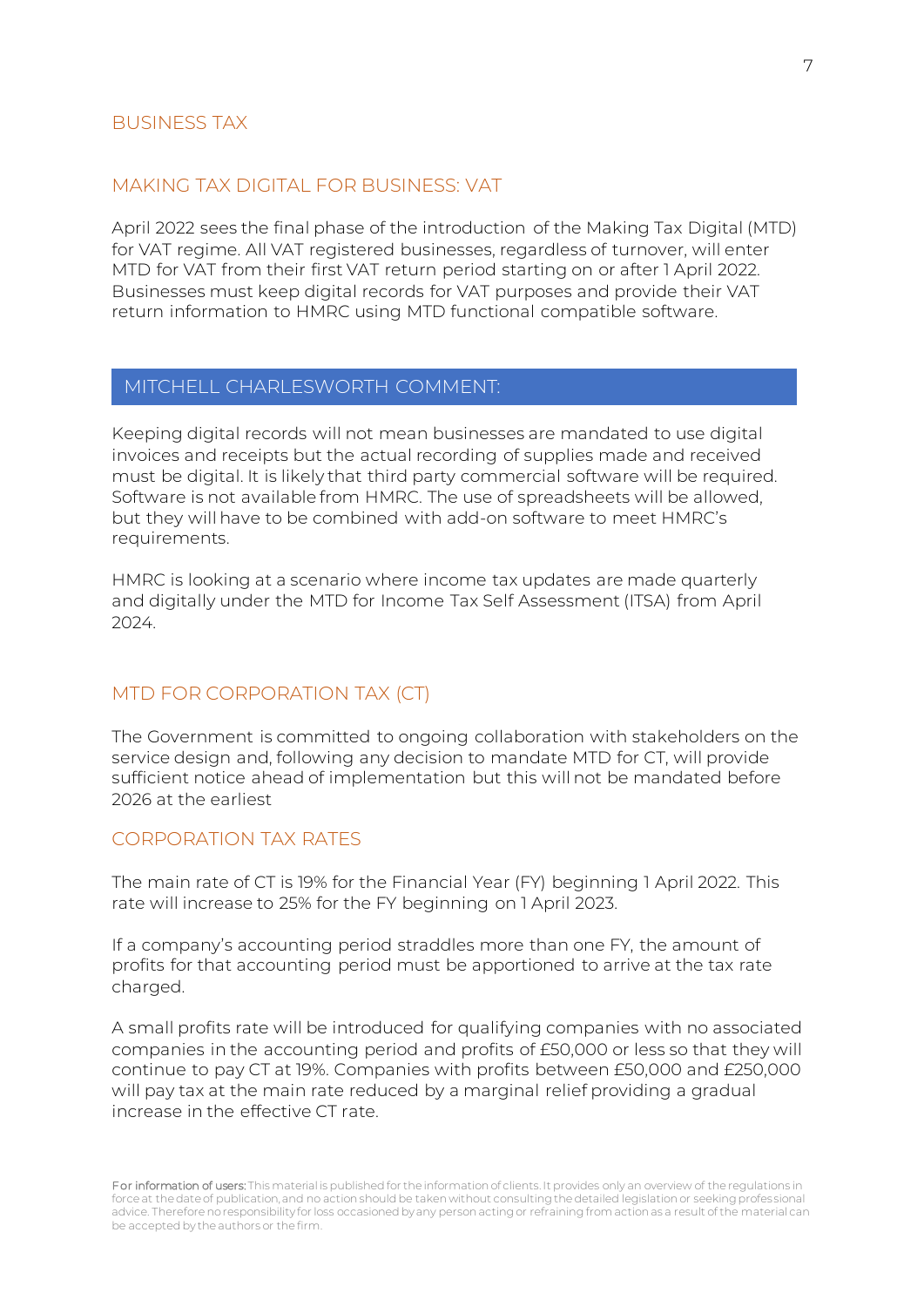# BUSINESS TAX

## MAKING TAX DIGITAL FOR BUSINESS: VAT

April 2022 sees the final phase of the introduction of the Making Tax Digital (MTD) for VAT regime. All VAT registered businesses, regardless of turnover, will enter MTD for VAT from their first VAT return period starting on or after 1 April 2022. Businesses must keep digital records for VAT purposes and provide their VAT return information to HMRC using MTD functional compatible software.

### MITCHELL CHARLESWORTH COMMENT:

Keeping digital records will not mean businesses are mandated to use digital invoices and receipts but the actual recording of supplies made and received must be digital. It is likely that third party commercial software will be required. Software is not available from HMRC. The use of spreadsheets will be allowed, but they will have to be combined with add-on software to meet HMRC's requirements.

HMRC is looking at a scenario where income tax updates are made quarterly and digitally under the MTD for Income Tax Self Assessment (ITSA) from April 2024.

## MTD FOR CORPORATION TAX (CT)

The Government is committed to ongoing collaboration with stakeholders on the service design and, following any decision to mandate MTD for CT, will provide sufficient notice ahead of implementation but this will not be mandated before 2026 at the earliest

## CORPORATION TAX RATES

The main rate of CT is 19% for the Financial Year (FY) beginning 1 April 2022. This rate will increase to 25% for the FY beginning on 1 April 2023.

If a company's accounting period straddles more than one FY, the amount of profits for that accounting period must be apportioned to arrive at the tax rate charged.

A small profits rate will be introduced for qualifying companies with no associated companies in the accounting period and profits of £50,000 or less so that they will continue to pay CT at 19%. Companies with profits between £50,000 and £250,000 will pay tax at the main rate reduced by a marginal relief providing a gradual increase in the effective CT rate.

For information of users: This material is published for the information of clients. It provides only an overview of the regulations in force at the date of publication, and no action should be taken without consulting the detailed legislation or seeking professional advice. Therefore no responsibility for loss occasioned by any person acting or refraining from action as a result of the material can be accepted by the authors or the firm.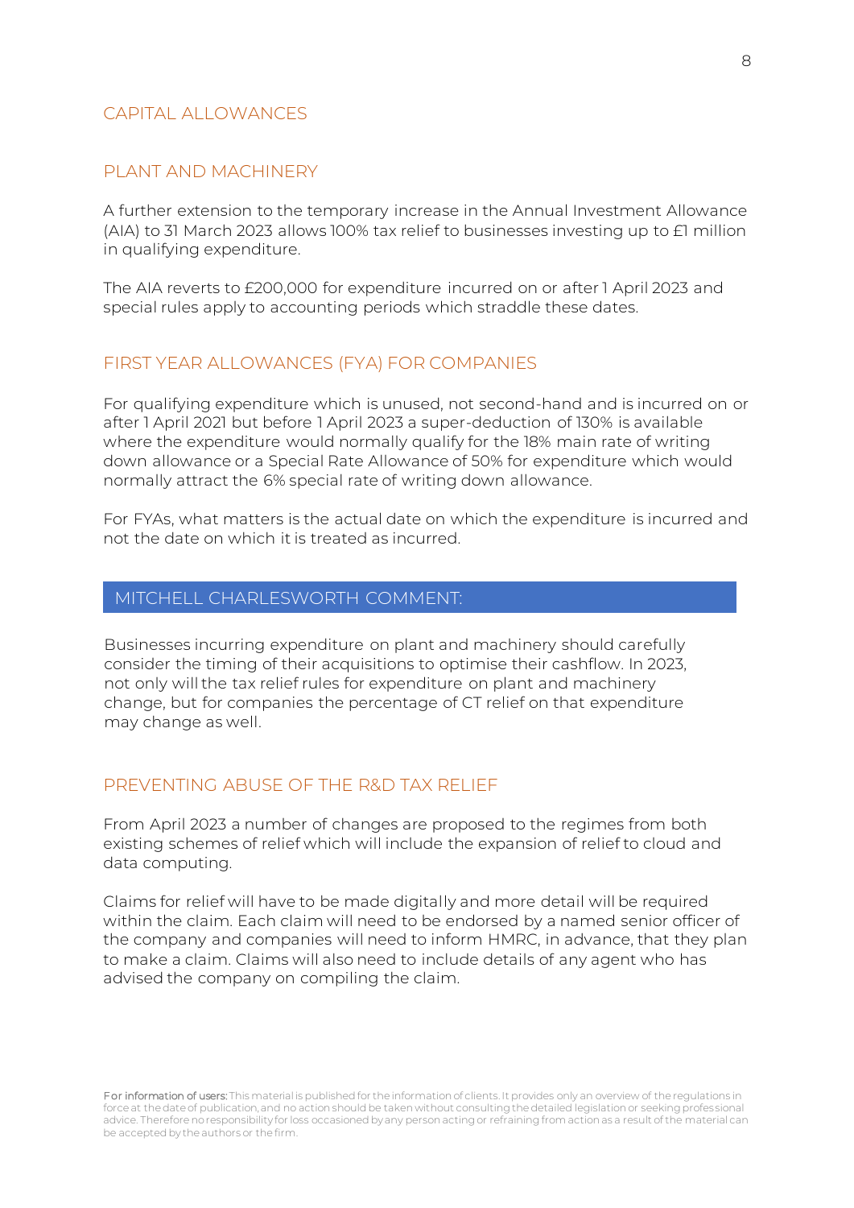# CAPITAL ALLOWANCES

## PLANT AND MACHINERY

A further extension to the temporary increase in the Annual Investment Allowance (AIA) to 31 March 2023 allows 100% tax relief to businesses investing up to £1 million in qualifying expenditure.

The AIA reverts to £200,000 for expenditure incurred on or after 1 April 2023 and special rules apply to accounting periods which straddle these dates.

## FIRST YEAR ALLOWANCES (FYA) FOR COMPANIES

For qualifying expenditure which is unused, not second-hand and is incurred on or after 1 April 2021 but before 1 April 2023 a super-deduction of 130% is available where the expenditure would normally qualify for the 18% main rate of writing down allowance or a Special Rate Allowance of 50% for expenditure which would normally attract the 6% special rate of writing down allowance.

For FYAs, what matters is the actual date on which the expenditure is incurred and not the date on which it is treated as incurred.

## MITCHELL CHARLESWORTH COMMENT:

Businesses incurring expenditure on plant and machinery should carefully consider the timing of their acquisitions to optimise their cashflow. In 2023, not only will the tax relief rules for expenditure on plant and machinery change, but for companies the percentage of CT relief on that expenditure may change as well.

## PREVENTING ABUSE OF THE R&D TAX RELIEF

From April 2023 a number of changes are proposed to the regimes from both existing schemes of relief which will include the expansion of relief to cloud and data computing.

Claims for relief will have to be made digitally and more detail will be required within the claim. Each claim will need to be endorsed by a named senior officer of the company and companies will need to inform HMRC, in advance, that they plan to make a claim. Claims will also need to include details of any agent who has advised the company on compiling the claim.

**For information of users:** This material is published for the information of clients. It provides only an overview of the regulations in force at the date of publication, and no action should be taken without consulting the detailed legislation or seeking professional advice. Therefore no responsibility for loss occasioned by any person acting or refraining from action as a result of the material can be accepted by the authors or the firm.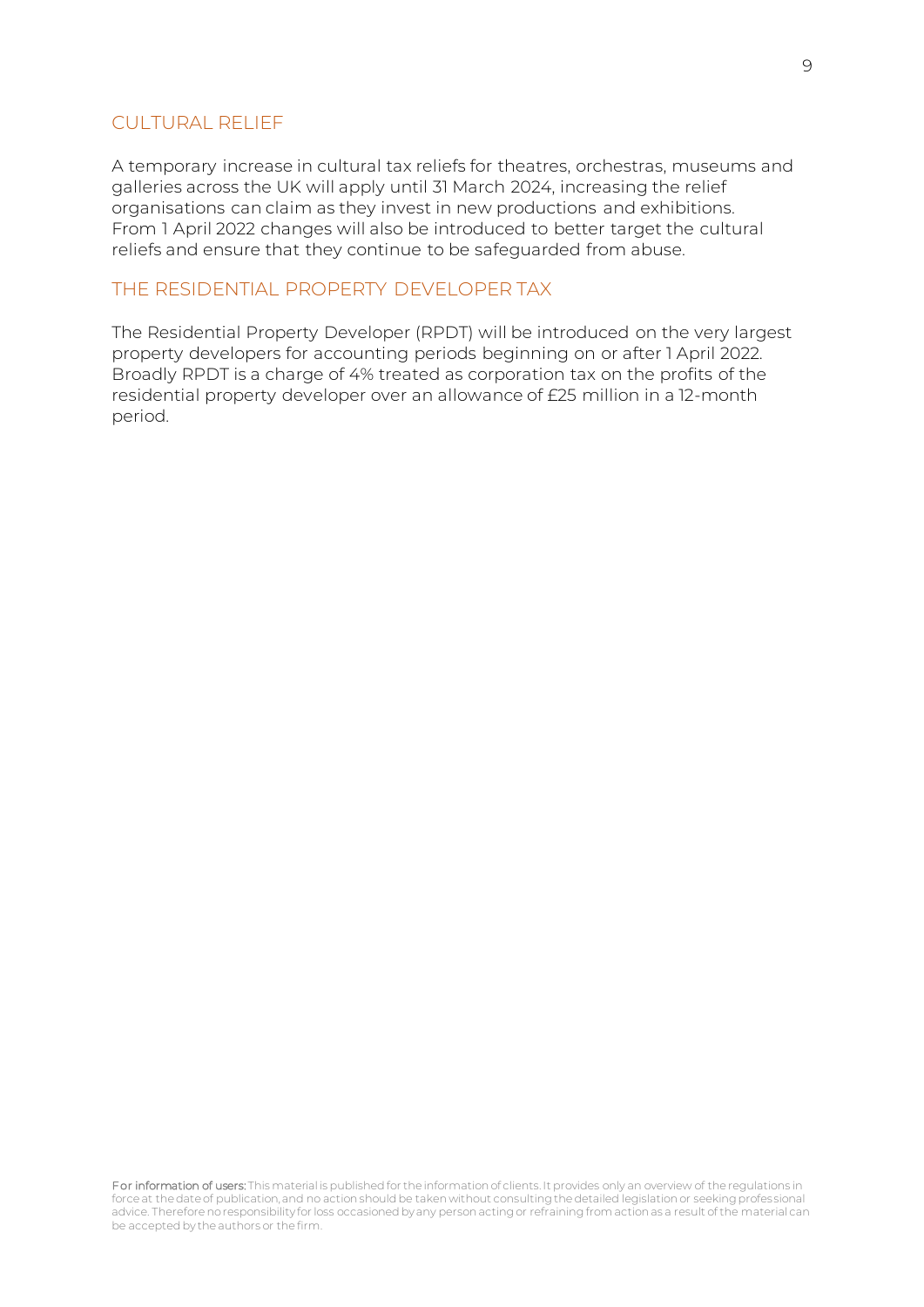## CULTURAL RELIEF

A temporary increase in cultural tax reliefs for theatres, orchestras, museums and galleries across the UK will apply until 31 March 2024, increasing the relief organisations can claim as they invest in new productions and exhibitions. From 1 April 2022 changes will also be introduced to better target the cultural reliefs and ensure that they continue to be safeguarded from abuse.

## THE RESIDENTIAL PROPERTY DEVELOPER TAX

The Residential Property Developer (RPDT) will be introduced on the very largest property developers for accounting periods beginning on or after 1 April 2022. Broadly RPDT is a charge of 4% treated as corporation tax on the profits of the residential property developer over an allowance of £25 million in a 12-month period.

**For information of users:** This material is published for the information of clients. It provides only an overview of the regulations in force at the date of publication, and no action should be taken without consulting the detailed legislation or seeking professional advice. Therefore no responsibility for loss occasioned by any person acting or refraining from action as a result of the material can be accepted by the authors or the firm.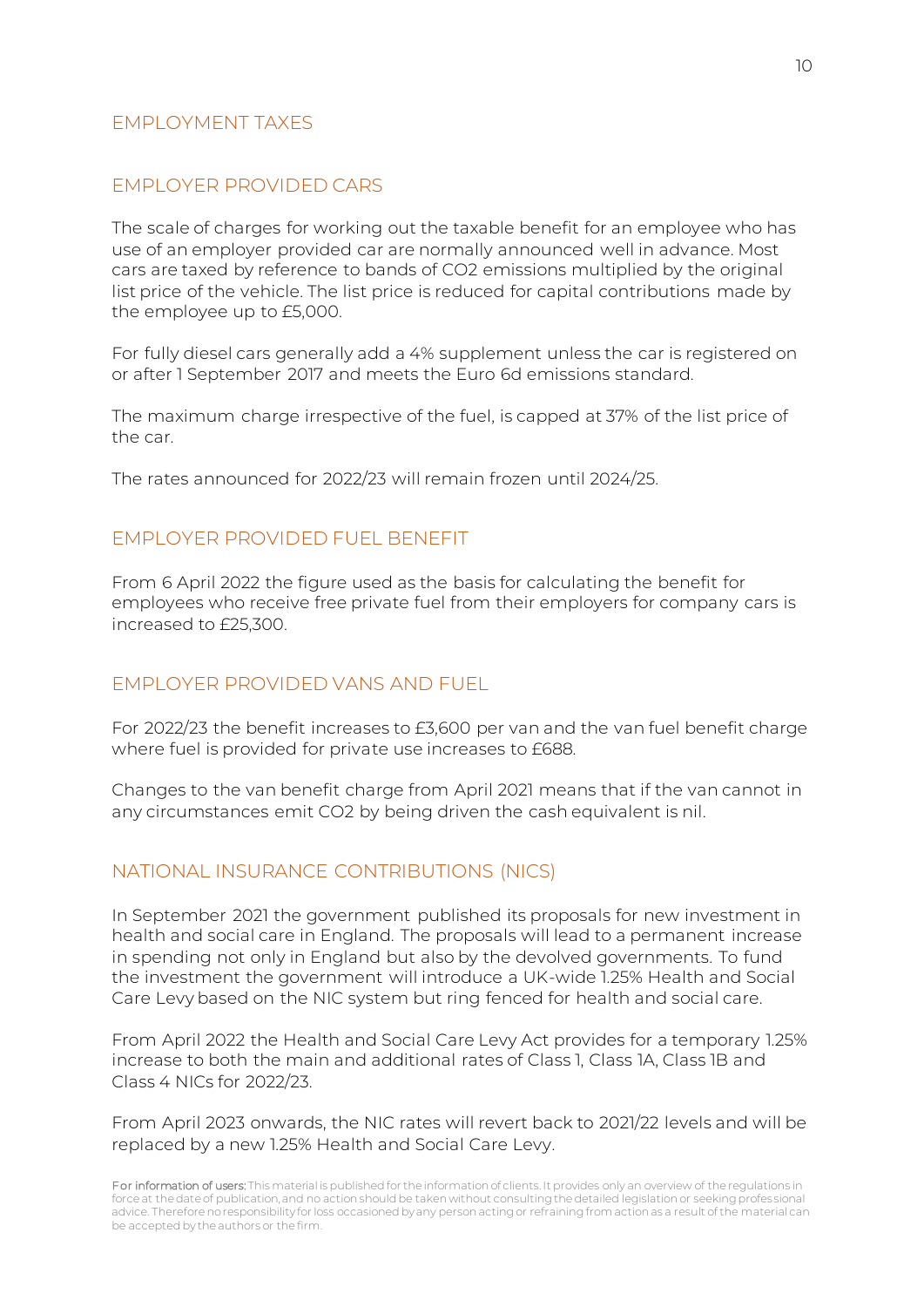# EMPLOYMENT TAXES

## EMPLOYER PROVIDED CARS

The scale of charges for working out the taxable benefit for an employee who has use of an employer provided car are normally announced well in advance. Most cars are taxed by reference to bands of $CO_2$ emissions multiplied by the original list price of the vehicle. The list price is reduced for capital contributions made by the employee up to £5,000.

For fully diesel cars generally add a 4% supplement unless the car is registered on or after 1 September 2017 and meets the Euro 6d emissions standard.

The maximum charge irrespective of the fuel, is capped at 37% of the list price of the car.

The rates announced for 2022/23 will remain frozen until 2024/25.

## EMPLOYER PROVIDED FUEL BENEFIT

From 6 April 2022 the figure used as the basis for calculating the benefit for employees who receive free private fuel from their employers for company cars is increased to £25,300.

## EMPLOYER PROVIDED VANS AND FUEL

For 2022/23 the benefit increases to £3,600 per van and the van fuel benefit charge where fuel is provided for private use increases to £688.

Changes to the van benefit charge from April 2021 means that if the van cannot in any circumstances emit $CO_2$ by being driven the cash equivalent is nil.

## NATIONAL INSURANCE CONTRIBUTIONS (NICS)

In September 2021 the government published its proposals for new investment in health and social care in England. The proposals will lead to a permanent increase in spending not only in England but also by the devolved governments. To fund the investment the government will introduce a UK-wide 1.25% Health and Social Care Levy based on the NIC system but ring fenced for health and social care.

From April 2022 the Health and Social Care Levy Act provides for a temporary 1.25% increase to both the main and additional rates of Class 1, Class 1A, Class 1B and Class 4 NICs for 2022/23.

From April 2023 onwards, the NIC rates will revert back to 2021/22 levels and will be replaced by a new 1.25% Health and Social Care Levy.

**For information of users:** This material is published for the information of clients. It provides only an overview of the regulations in force at the date of publication, and no action should be taken without consulting the detailed legislation or seeking professional advice. Therefore no responsibility for loss occasioned by any person acting or refraining from action as a result of the material can be accepted by the authors or the firm.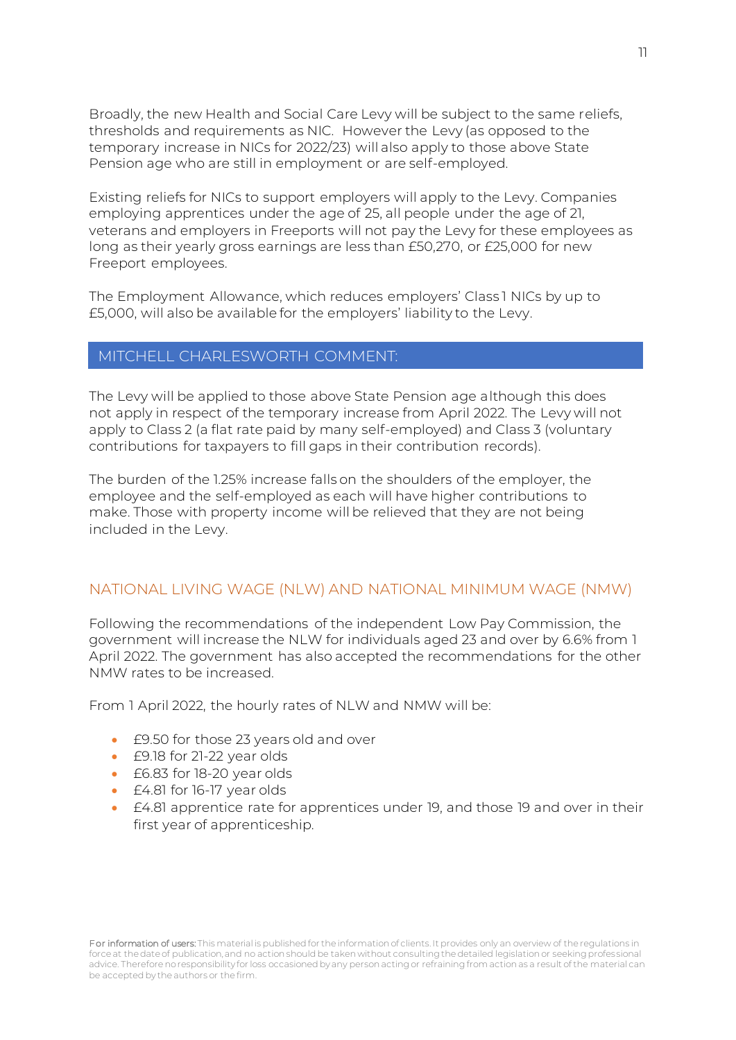Broadly, the new Health and Social Care Levy will be subject to the same reliefs, thresholds and requirements as NIC. However the Levy (as opposed to the temporary increase in NICs for 2022/23) will also apply to those above State Pension age who are still in employment or are self-employed.

Existing reliefs for NICs to support employers will apply to the Levy. Companies employing apprentices under the age of 25, all people under the age of 21, veterans and employers in Freeports will not pay the Levy for these employees as long as their yearly gross earnings are less than £50,270, or £25,000 for new Freeport employees.

The Employment Allowance, which reduces employers' Class 1 NICs by up to £5,000, will also be available for the employers' liability to the Levy.

## MITCHELL CHARLESWORTH COMMENT:

The Levy will be applied to those above State Pension age although this does not apply in respect of the temporary increase from April 2022. The Levy will not apply to Class 2 (a flat rate paid by many self-employed) and Class 3 (voluntary contributions for taxpayers to fill gaps in their contribution records).

The burden of the 1.25% increase falls on the shoulders of the employer, the employee and the self-employed as each will have higher contributions to make. Those with property income will be relieved that they are not being included in the Levy.

## NATIONAL LIVING WAGE (NLW) AND NATIONAL MINIMUM WAGE (NMW)

Following the recommendations of the independent Low Pay Commission, the government will increase the NLW for individuals aged 23 and over by 6.6% from 1 April 2022. The government has also accepted the recommendations for the other NMW rates to be increased.

From 1 April 2022, the hourly rates of NLW and NMW will be:

- £9.50 for those 23 years old and over
- £9.18 for 21-22 year olds
- £6.83 for 18-20 year olds
- £4.81 for 16-17 year olds
- £4.81 apprentice rate for apprentices under 19, and those 19 and over in their first year of apprenticeship.

**For information of users:** This material is published for the information of clients. It provides only an overview of the regulations in force at the date of publication, and no action should be taken without consulting the detailed legislation or seeking professional advice. Therefore no responsibility for loss occasioned by any person acting or refraining from action as a result of the material can be accepted by the authors or the firm.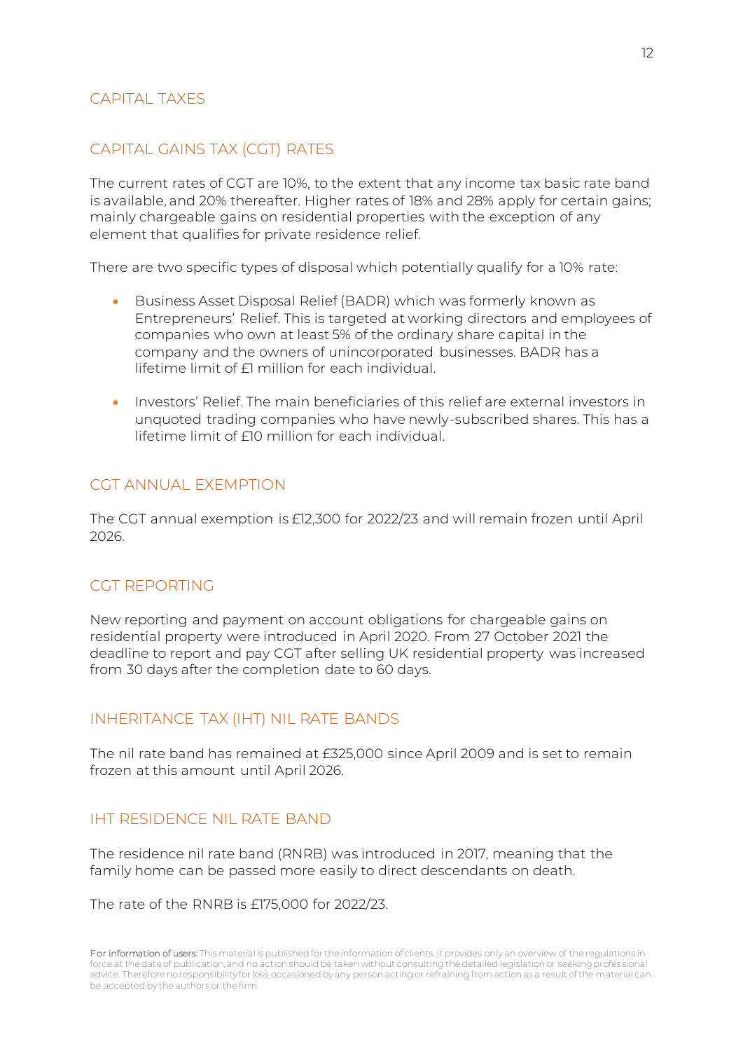# CAPITAL TAXES

## CAPITAL GAINS TAX (CGT) RATES

The current rates of CGT are 10%, to the extent that any income tax basic rate band is available, and 20% thereafter. Higher rates of 18% and 28% apply for certain gains; mainly chargeable gains on residential properties with the exception of any element that qualifies for private residence relief.

There are two specific types of disposal which potentially qualify for a 10% rate:

- Business Asset Disposal Relief (BADR) which was formerly known as Entrepreneurs' Relief. This is targeted at working directors and employees of companies who own at least 5% of the ordinary share capital in the company and the owners of unincorporated businesses. BADR has a lifetime limit of £1 million for each individual.

- Investors' Relief. The main beneficiaries of this relief are external investors in unquoted trading companies who have newly-subscribed shares. This has a lifetime limit of £10 million for each individual.

## CGT ANNUAL EXEMPTION

The CGT annual exemption is £12,300 for 2022/23 and will remain frozen until April 2026.

## CGT REPORTING

New reporting and payment on account obligations for chargeable gains on residential property were introduced in April 2020. From 27 October 2021 the deadline to report and pay CGT after selling UK residential property was increased from 30 days after the completion date to 60 days.

## INHERITANCE TAX (IHT) NIL RATE BANDS

The nil rate band has remained at £325,000 since April 2009 and is set to remain frozen at this amount until April 2026.

## IHT RESIDENCE NIL RATE BAND

The residence nil rate band (RNRB) was introduced in 2017, meaning that the family home can be passed more easily to direct descendants on death.

The rate of the RNRB is £175,000 for 2022/23.

**For information of users:** This material is published for the information of clients. It provides only an overview of the regulations in force at the date of publication, and no action should be taken without consulting the detailed legislation or seeking professional advice. Therefore no responsibility for loss occasioned by any person acting or refraining from action as a result of the material can be accepted by the authors or the firm.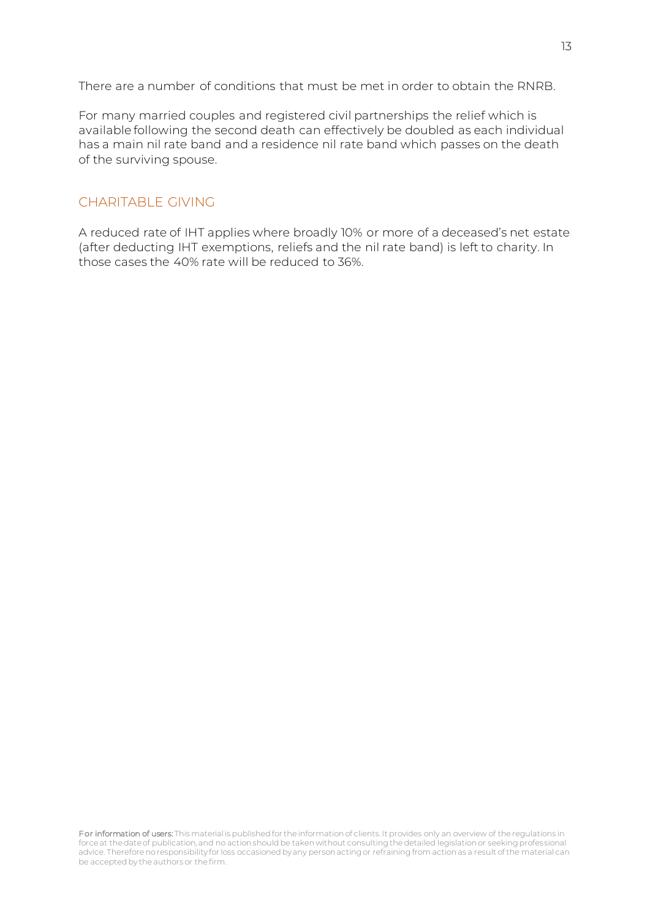There are a number of conditions that must be met in order to obtain the RNRB.

For many married couples and registered civil partnerships the relief which is available following the second death can effectively be doubled as each individual has a main nil rate band and a residence nil rate band which passes on the death of the surviving spouse.

## CHARITABLE GIVING

A reduced rate of IHT applies where broadly 10% or more of a deceased's net estate (after deducting IHT exemptions, reliefs and the nil rate band) is left to charity. In those cases the 40% rate will be reduced to 36%.

For information of users: This material is published for the information of clients. It provides only an overview of the regulations in force at the date of publication, and no action should be taken without consulting the detailed legislation or seeking professional advice. Therefore no responsibility for loss occasioned by any person acting or refraining from action as a result of the material can be accepted by the authors or the firm.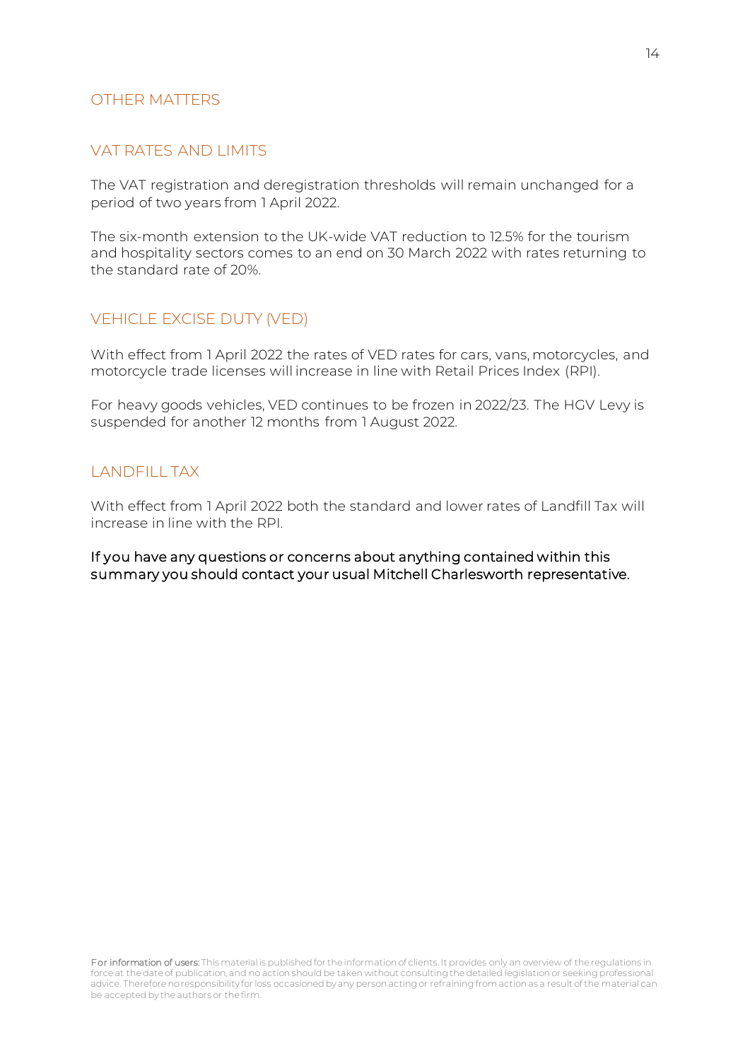## OTHER MATTERS

### VAT RATES AND LIMITS

The VAT registration and deregistration thresholds will remain unchanged for a period of two years from 1 April 2022.

The six-month extension to the UK-wide VAT reduction to 12.5% for the tourism and hospitality sectors comes to an end on 30 March 2022 with rates returning to the standard rate of 20%.

### VEHICLE EXCISE DUTY (VED)

With effect from 1 April 2022 the rates of VED rates for cars, vans, motorcycles, and motorcycle trade licenses will increase in line with Retail Prices Index (RPI).

For heavy goods vehicles, VED continues to be frozen in 2022/23. The HGV Levy is suspended for another 12 months from 1 August 2022.

### LANDFILL TAX

With effect from 1 April 2022 both the standard and lower rates of Landfill Tax will increase in line with the RPI.

If you have any questions or concerns about anything contained within this summary you should contact your usual Mitchell Charlesworth representative.

**For information of users:** This material is published for the information of clients. It provides only an overview of the regulations in force at the date of publication, and no action should be taken without consulting the detailed legislation or seeking professional advice. Therefore no responsibility for loss occasioned by any person acting or refraining from action as a result of the material can be accepted by the authors or the firm.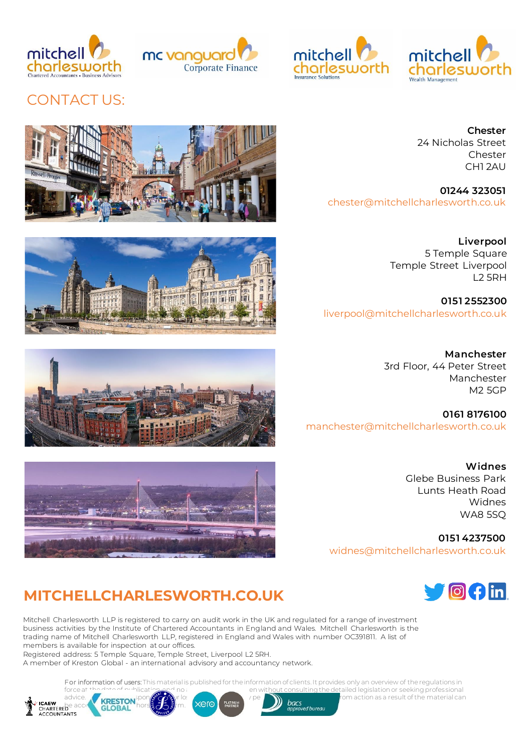## CONTACT US:

**Chester**
24 Nicholas Street
Chester
CH1 2AU

**01244 323051**
chester@mitchellcharlesworth.co.uk

**Liverpool**
5 Temple Square
Temple Street Liverpool
L2 5RH

**0151 2552300**
liverpool@mitchellcharlesworth.co.uk

**Manchester**
3rd Floor, 44 Peter Street
Manchester
M2 5GP

**0161 8176100**
manchester@mitchellcharlesworth.co.uk

**Widnes**
Glebe Business Park
Lunts Heath Road
Widnes
WA8 5SQ

**0151 4237500**
widnes@mitchellcharlesworth.co.uk

## MITCHELLCHARLESWORTH.CO.UK

Mitchell Charlesworth LLP is registered to carry on audit work in the UK and regulated for a range of investment business activities by the Institute of Chartered Accountants in England and Wales. Mitchell Charlesworth is the trading name of Mitchell Charlesworth LLP, registered in England and Wales with number OC391811. A list of members is available for inspection at our offices.
Registered address: 5 Temple Square, Temple Street, Liverpool L2 5RH.
A member of Kreston Global - an international advisory and accountancy network.

For information of users: This material is published for the information of clients. It provides only an overview of the regulations in force at the date of publication and no ... en without consulting the detailed legislation or seeking professional advice. ... responsib... or lo... / pe... rom action as a result of the material can be acc... hors... rm.